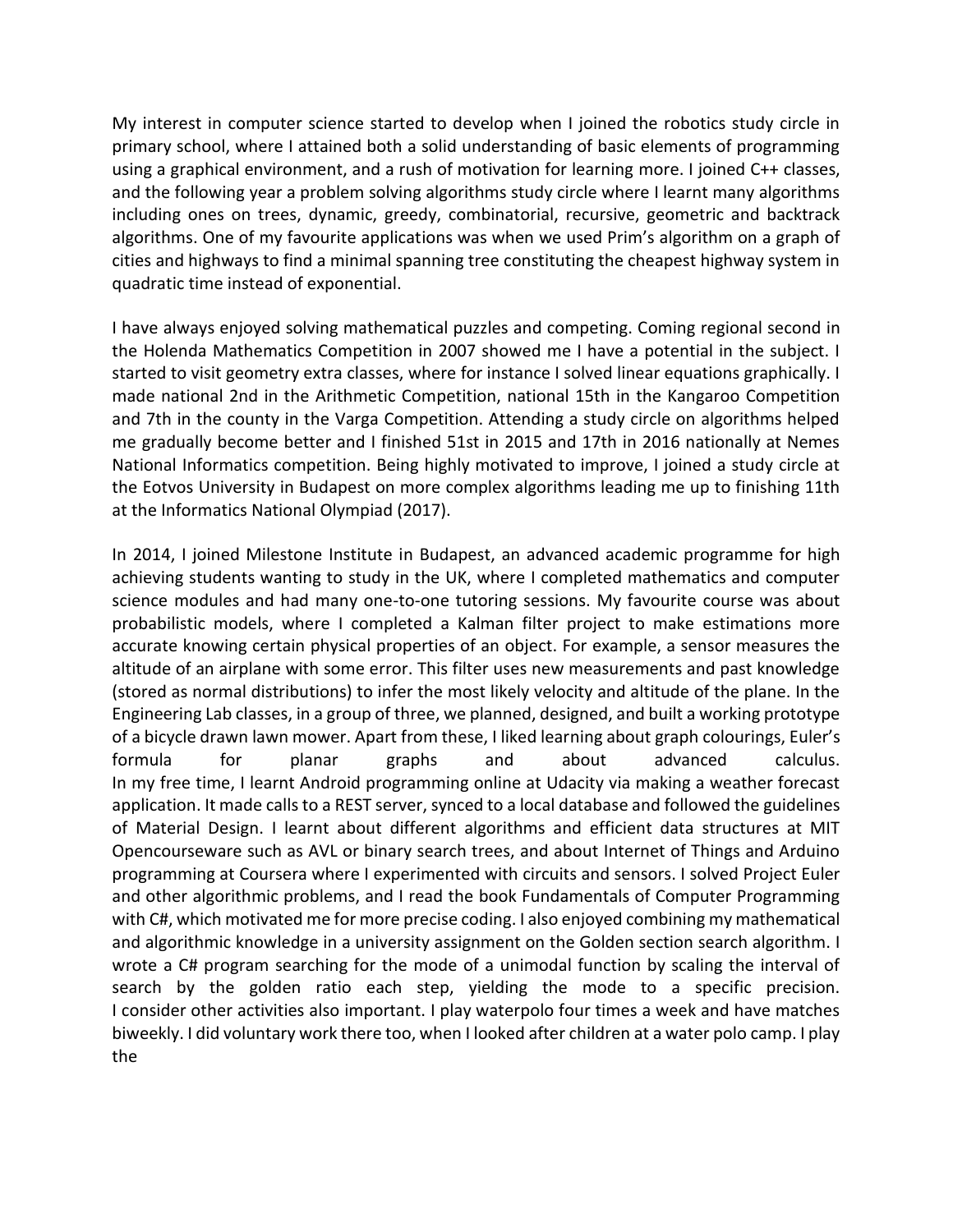My interest in computer science started to develop when I joined the robotics study circle in primary school, where I attained both a solid understanding of basic elements of programming using a graphical environment, and a rush of motivation for learning more. I joined C++ classes, and the following year a problem solving algorithms study circle where I learnt many algorithms including ones on trees, dynamic, greedy, combinatorial, recursive, geometric and backtrack algorithms. One of my favourite applications was when we used Prim's algorithm on a graph of cities and highways to find a minimal spanning tree constituting the cheapest highway system in quadratic time instead of exponential.

I have always enjoyed solving mathematical puzzles and competing. Coming regional second in the Holenda Mathematics Competition in 2007 showed me I have a potential in the subject. I started to visit geometry extra classes, where for instance I solved linear equations graphically. I made national 2nd in the Arithmetic Competition, national 15th in the Kangaroo Competition and 7th in the county in the Varga Competition. Attending a study circle on algorithms helped me gradually become better and I finished 51st in 2015 and 17th in 2016 nationally at Nemes National Informatics competition. Being highly motivated to improve, I joined a study circle at the Eotvos University in Budapest on more complex algorithms leading me up to finishing 11th at the Informatics National Olympiad (2017).

In 2014, I joined Milestone Institute in Budapest, an advanced academic programme for high achieving students wanting to study in the UK, where I completed mathematics and computer science modules and had many one-to-one tutoring sessions. My favourite course was about probabilistic models, where I completed a Kalman filter project to make estimations more accurate knowing certain physical properties of an object. For example, a sensor measures the altitude of an airplane with some error. This filter uses new measurements and past knowledge (stored as normal distributions) to infer the most likely velocity and altitude of the plane. In the Engineering Lab classes, in a group of three, we planned, designed, and built a working prototype of a bicycle drawn lawn mower. Apart from these, I liked learning about graph colourings, Euler's formula for planar graphs and about advanced calculus.
In my free time, I learnt Android programming online at Udacity via making a weather forecast application. It made calls to a REST server, synced to a local database and followed the guidelines of Material Design. I learnt about different algorithms and efficient data structures at MIT Opencourseware such as AVL or binary search trees, and about Internet of Things and Arduino programming at Coursera where I experimented with circuits and sensors. I solved Project Euler and other algorithmic problems, and I read the book Fundamentals of Computer Programming with C#, which motivated me for more precise coding. I also enjoyed combining my mathematical and algorithmic knowledge in a university assignment on the Golden section search algorithm. I wrote a C# program searching for the mode of a unimodal function by scaling the interval of search by the golden ratio each step, yielding the mode to a specific precision.
I consider other activities also important. I play waterpolo four times a week and have matches biweekly. I did voluntary work there too, when I looked after children at a water polo camp. I play the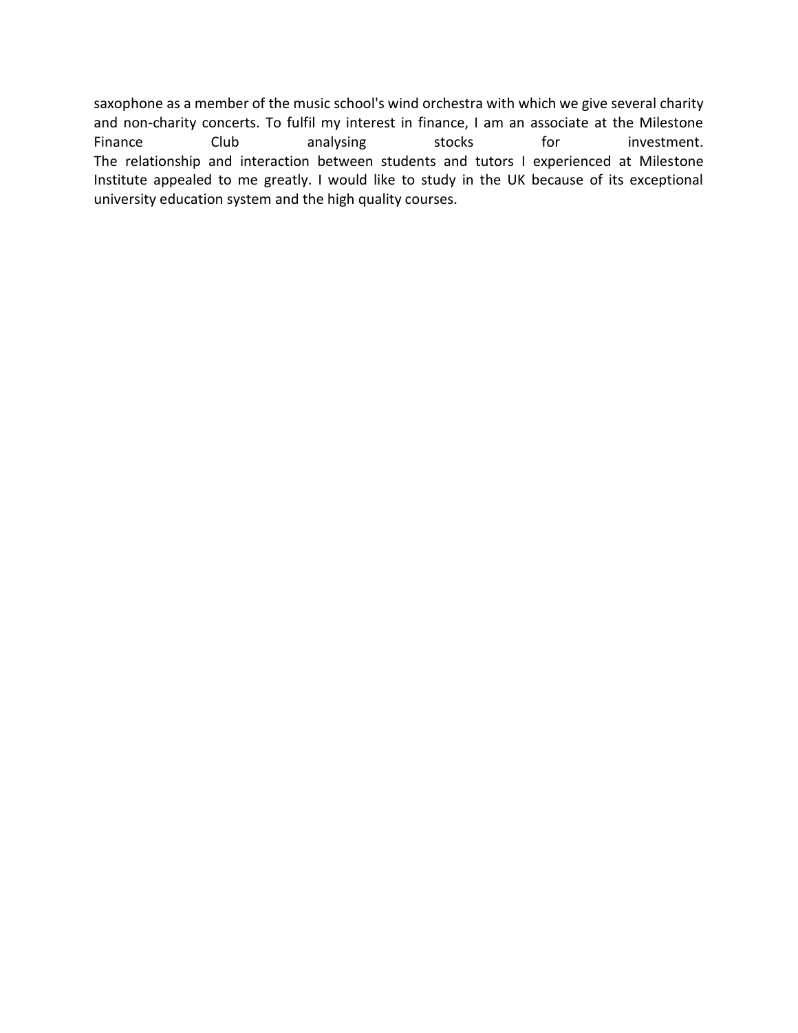saxophone as a member of the music school's wind orchestra with which we give several charity and non-charity concerts. To fulfil my interest in finance, I am an associate at the Milestone Finance Club analysing stocks for investment.
The relationship and interaction between students and tutors I experienced at Milestone Institute appealed to me greatly. I would like to study in the UK because of its exceptional university education system and the high quality courses.